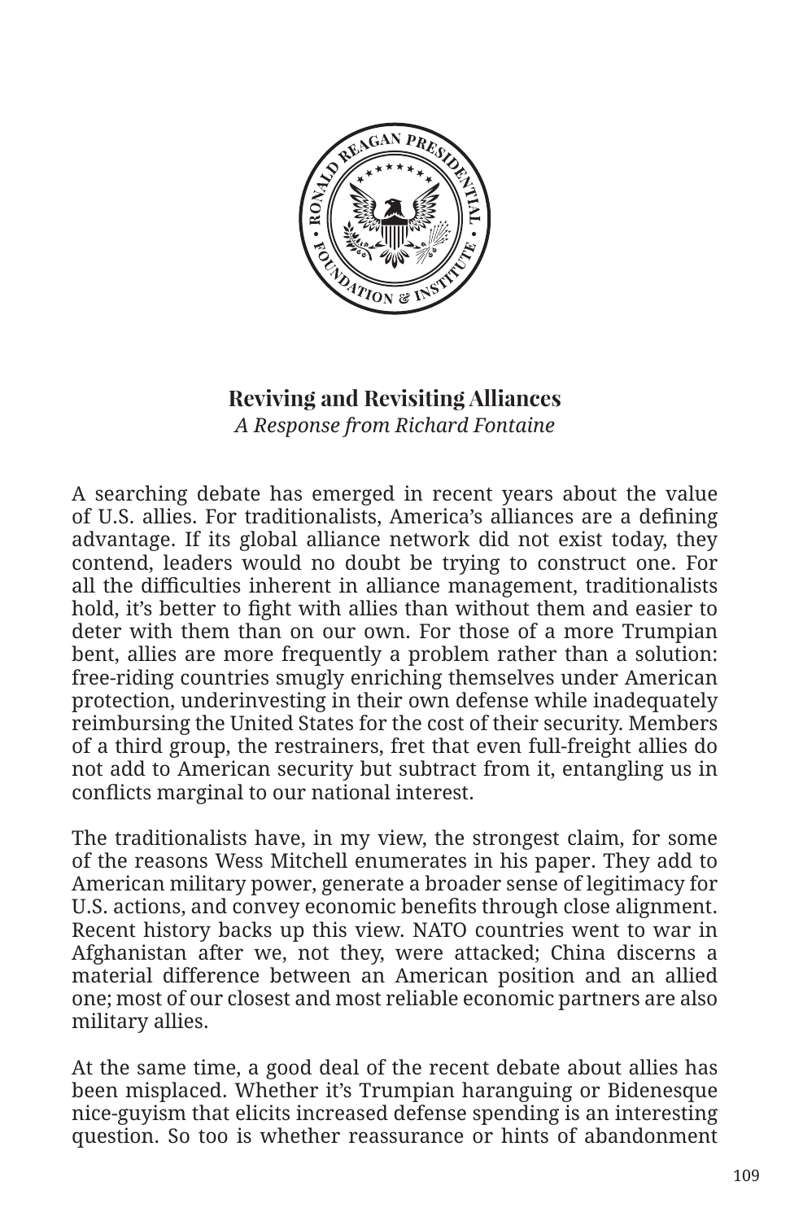## Reviving and Revisiting Alliances

*A Response from Richard Fontaine*

A searching debate has emerged in recent years about the value of U.S. allies. For traditionalists, America's alliances are a defining advantage. If its global alliance network did not exist today, they contend, leaders would no doubt be trying to construct one. For all the difficulties inherent in alliance management, traditionalists hold, it's better to fight with allies than without them and easier to deter with them than on our own. For those of a more Trumpian bent, allies are more frequently a problem rather than a solution: free-riding countries smugly enriching themselves under American protection, underinvesting in their own defense while inadequately reimbursing the United States for the cost of their security. Members of a third group, the restrainers, fret that even full-freight allies do not add to American security but subtract from it, entangling us in conflicts marginal to our national interest.

The traditionalists have, in my view, the strongest claim, for some of the reasons Wess Mitchell enumerates in his paper. They add to American military power, generate a broader sense of legitimacy for U.S. actions, and convey economic benefits through close alignment. Recent history backs up this view. NATO countries went to war in Afghanistan after we, not they, were attacked; China discerns a material difference between an American position and an allied one; most of our closest and most reliable economic partners are also military allies.

At the same time, a good deal of the recent debate about allies has been misplaced. Whether it's Trumpian haranguing or Bidenesque nice-guyism that elicits increased defense spending is an interesting question. So too is whether reassurance or hints of abandonment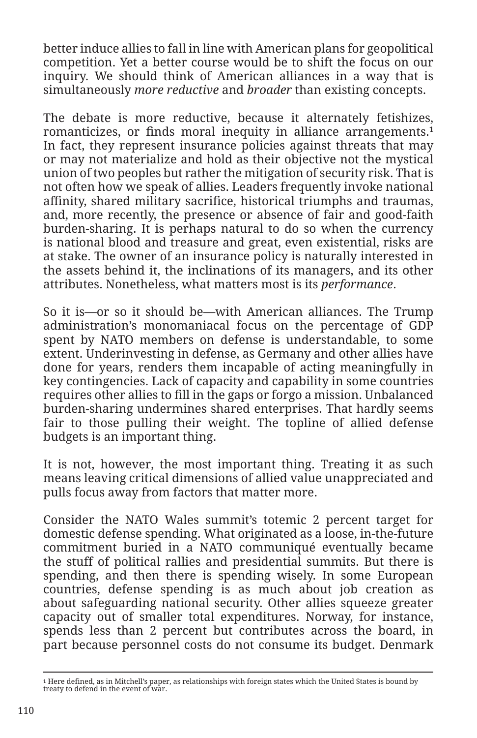better induce allies to fall in line with American plans for geopolitical competition. Yet a better course would be to shift the focus on our inquiry. We should think of American alliances in a way that is simultaneously *more reductive* and *broader* than existing concepts.

The debate is more reductive, because it alternately fetishizes, romanticizes, or finds moral inequity in alliance arrangements.[1] In fact, they represent insurance policies against threats that may or may not materialize and hold as their objective not the mystical union of two peoples but rather the mitigation of security risk. That is not often how we speak of allies. Leaders frequently invoke national affinity, shared military sacrifice, historical triumphs and traumas, and, more recently, the presence or absence of fair and good-faith burden-sharing. It is perhaps natural to do so when the currency is national blood and treasure and great, even existential, risks are at stake. The owner of an insurance policy is naturally interested in the assets behind it, the inclinations of its managers, and its other attributes. Nonetheless, what matters most is its *performance*.

So it is—or so it should be—with American alliances. The Trump administration's monomaniacal focus on the percentage of GDP spent by NATO members on defense is understandable, to some extent. Underinvesting in defense, as Germany and other allies have done for years, renders them incapable of acting meaningfully in key contingencies. Lack of capacity and capability in some countries requires other allies to fill in the gaps or forgo a mission. Unbalanced burden-sharing undermines shared enterprises. That hardly seems fair to those pulling their weight. The topline of allied defense budgets is an important thing.

It is not, however, the most important thing. Treating it as such means leaving critical dimensions of allied value unappreciated and pulls focus away from factors that matter more.

Consider the NATO Wales summit's totemic 2 percent target for domestic defense spending. What originated as a loose, in-the-future commitment buried in a NATO communiqué eventually became the stuff of political rallies and presidential summits. But there is spending, and then there is spending wisely. In some European countries, defense spending is as much about job creation as about safeguarding national security. Other allies squeeze greater capacity out of smaller total expenditures. Norway, for instance, spends less than 2 percent but contributes across the board, in part because personnel costs do not consume its budget. Denmark

---

[1] Here defined, as in Mitchell's paper, as relationships with foreign states which the United States is bound by treaty to defend in the event of war.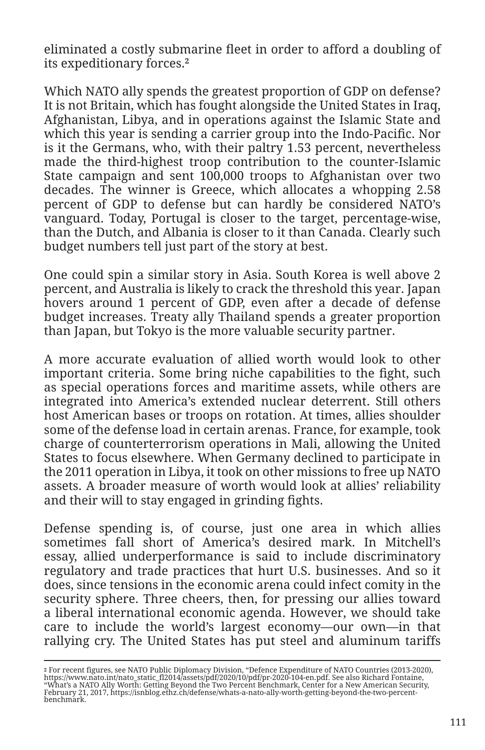eliminated a costly submarine fleet in order to afford a doubling of its expeditionary forces.[2]

Which NATO ally spends the greatest proportion of GDP on defense? It is not Britain, which has fought alongside the United States in Iraq, Afghanistan, Libya, and in operations against the Islamic State and which this year is sending a carrier group into the Indo-Pacific. Nor is it the Germans, who, with their paltry 1.53 percent, nevertheless made the third-highest troop contribution to the counter-Islamic State campaign and sent 100,000 troops to Afghanistan over two decades. The winner is Greece, which allocates a whopping 2.58 percent of GDP to defense but can hardly be considered NATO's vanguard. Today, Portugal is closer to the target, percentage-wise, than the Dutch, and Albania is closer to it than Canada. Clearly such budget numbers tell just part of the story at best.

One could spin a similar story in Asia. South Korea is well above 2 percent, and Australia is likely to crack the threshold this year. Japan hovers around 1 percent of GDP, even after a decade of defense budget increases. Treaty ally Thailand spends a greater proportion than Japan, but Tokyo is the more valuable security partner.

A more accurate evaluation of allied worth would look to other important criteria. Some bring niche capabilities to the fight, such as special operations forces and maritime assets, while others are integrated into America's extended nuclear deterrent. Still others host American bases or troops on rotation. At times, allies shoulder some of the defense load in certain arenas. France, for example, took charge of counterterrorism operations in Mali, allowing the United States to focus elsewhere. When Germany declined to participate in the 2011 operation in Libya, it took on other missions to free up NATO assets. A broader measure of worth would look at allies' reliability and their will to stay engaged in grinding fights.

Defense spending is, of course, just one area in which allies sometimes fall short of America's desired mark. In Mitchell's essay, allied underperformance is said to include discriminatory regulatory and trade practices that hurt U.S. businesses. And so it does, since tensions in the economic arena could infect comity in the security sphere. Three cheers, then, for pressing our allies toward a liberal international economic agenda. However, we should take care to include the world's largest economy—our own—in that rallying cry. The United States has put steel and aluminum tariffs

---

[2] For recent figures, see NATO Public Diplomacy Division, "Defence Expenditure of NATO Countries (2013-2020), https://www.nato.int/nato_static_fl2014/assets/pdf/2020/10/pdf/pr-2020-104-en.pdf. See also Richard Fontaine, "What's a NATO Ally Worth: Getting Beyond the Two Percent Benchmark, Center for a New American Security, February 21, 2017, https://isnblog.ethz.ch/defense/whats-a-nato-ally-worth-getting-beyond-the-two-percent-benchmark.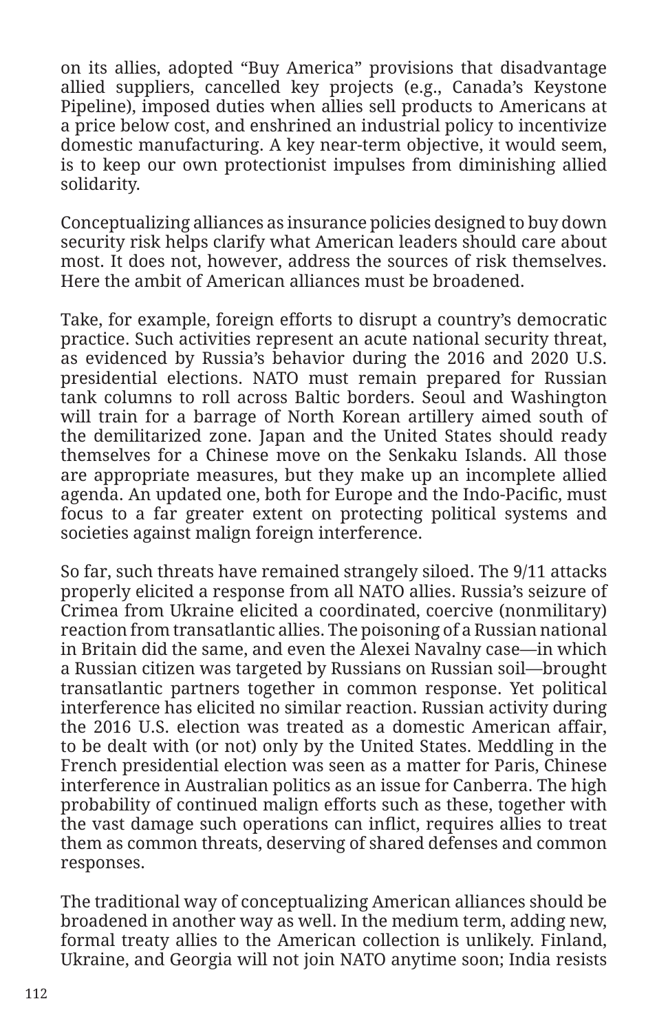on its allies, adopted “Buy America” provisions that disadvantage allied suppliers, cancelled key projects (e.g., Canada’s Keystone Pipeline), imposed duties when allies sell products to Americans at a price below cost, and enshrined an industrial policy to incentivize domestic manufacturing. A key near-term objective, it would seem, is to keep our own protectionist impulses from diminishing allied solidarity.

Conceptualizing alliances as insurance policies designed to buy down security risk helps clarify what American leaders should care about most. It does not, however, address the sources of risk themselves. Here the ambit of American alliances must be broadened.

Take, for example, foreign efforts to disrupt a country’s democratic practice. Such activities represent an acute national security threat, as evidenced by Russia’s behavior during the 2016 and 2020 U.S. presidential elections. NATO must remain prepared for Russian tank columns to roll across Baltic borders. Seoul and Washington will train for a barrage of North Korean artillery aimed south of the demilitarized zone. Japan and the United States should ready themselves for a Chinese move on the Senkaku Islands. All those are appropriate measures, but they make up an incomplete allied agenda. An updated one, both for Europe and the Indo-Pacific, must focus to a far greater extent on protecting political systems and societies against malign foreign interference.

So far, such threats have remained strangely siloed. The 9/11 attacks properly elicited a response from all NATO allies. Russia’s seizure of Crimea from Ukraine elicited a coordinated, coercive (nonmilitary) reaction from transatlantic allies. The poisoning of a Russian national in Britain did the same, and even the Alexei Navalny case—in which a Russian citizen was targeted by Russians on Russian soil—brought transatlantic partners together in common response. Yet political interference has elicited no similar reaction. Russian activity during the 2016 U.S. election was treated as a domestic American affair, to be dealt with (or not) only by the United States. Meddling in the French presidential election was seen as a matter for Paris, Chinese interference in Australian politics as an issue for Canberra. The high probability of continued malign efforts such as these, together with the vast damage such operations can inflict, requires allies to treat them as common threats, deserving of shared defenses and common responses.

The traditional way of conceptualizing American alliances should be broadened in another way as well. In the medium term, adding new, formal treaty allies to the American collection is unlikely. Finland, Ukraine, and Georgia will not join NATO anytime soon; India resists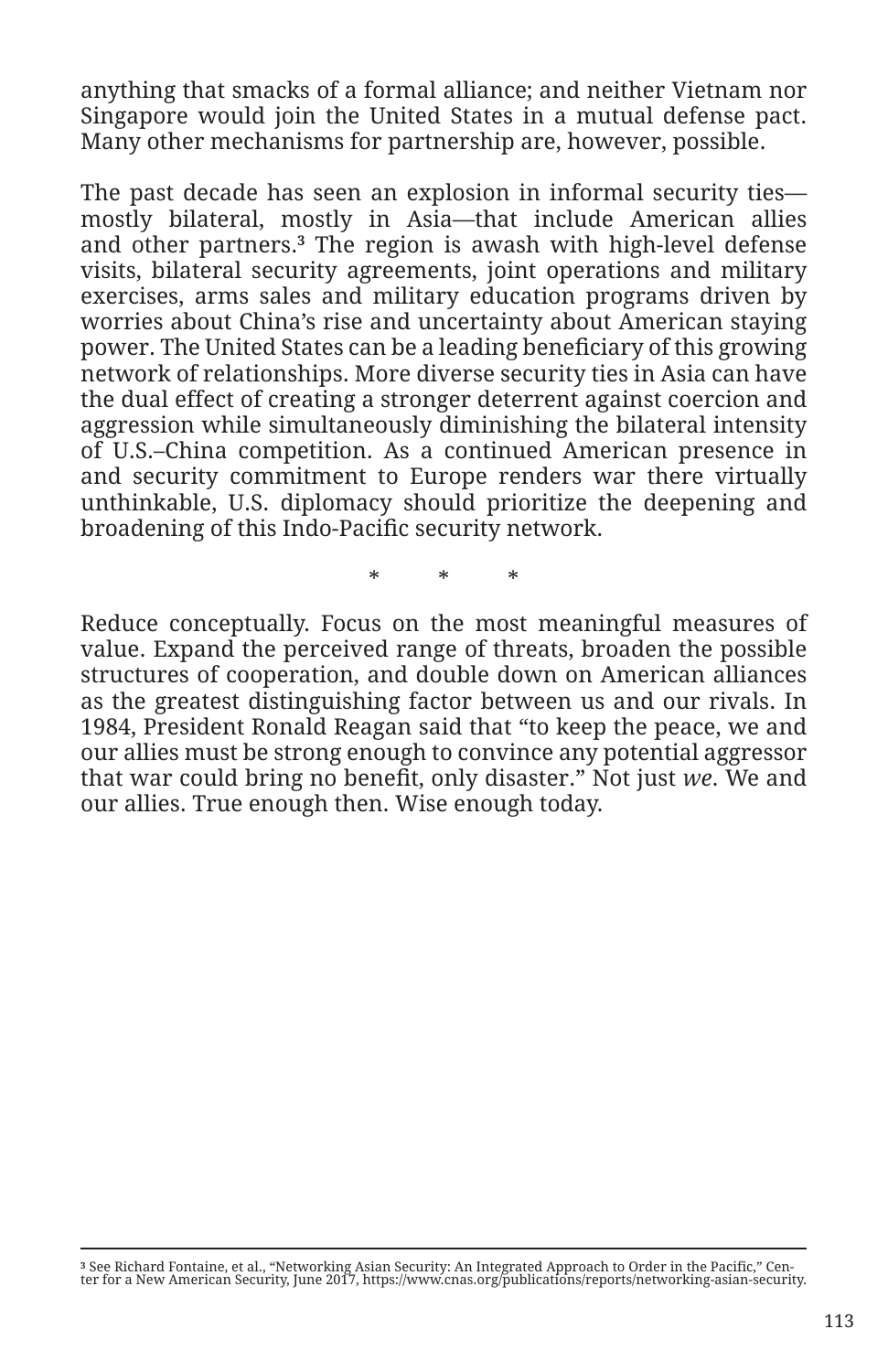anything that smacks of a formal alliance; and neither Vietnam nor Singapore would join the United States in a mutual defense pact. Many other mechanisms for partnership are, however, possible.

The past decade has seen an explosion in informal security ties—mostly bilateral, mostly in Asia—that include American allies and other partners.[3] The region is awash with high-level defense visits, bilateral security agreements, joint operations and military exercises, arms sales and military education programs driven by worries about China's rise and uncertainty about American staying power. The United States can be a leading beneficiary of this growing network of relationships. More diverse security ties in Asia can have the dual effect of creating a stronger deterrent against coercion and aggression while simultaneously diminishing the bilateral intensity of U.S.–China competition. As a continued American presence in and security commitment to Europe renders war there virtually unthinkable, U.S. diplomacy should prioritize the deepening and broadening of this Indo-Pacific security network.

\* \* \*

Reduce conceptually. Focus on the most meaningful measures of value. Expand the perceived range of threats, broaden the possible structures of cooperation, and double down on American alliances as the greatest distinguishing factor between us and our rivals. In 1984, President Ronald Reagan said that "to keep the peace, we and our allies must be strong enough to convince any potential aggressor that war could bring no benefit, only disaster." Not just *we*. We and our allies. True enough then. Wise enough today.

---

[3] See Richard Fontaine, et al., "Networking Asian Security: An Integrated Approach to Order in the Pacific," Center for a New American Security, June 2017, https://www.cnas.org/publications/reports/networking-asian-security.